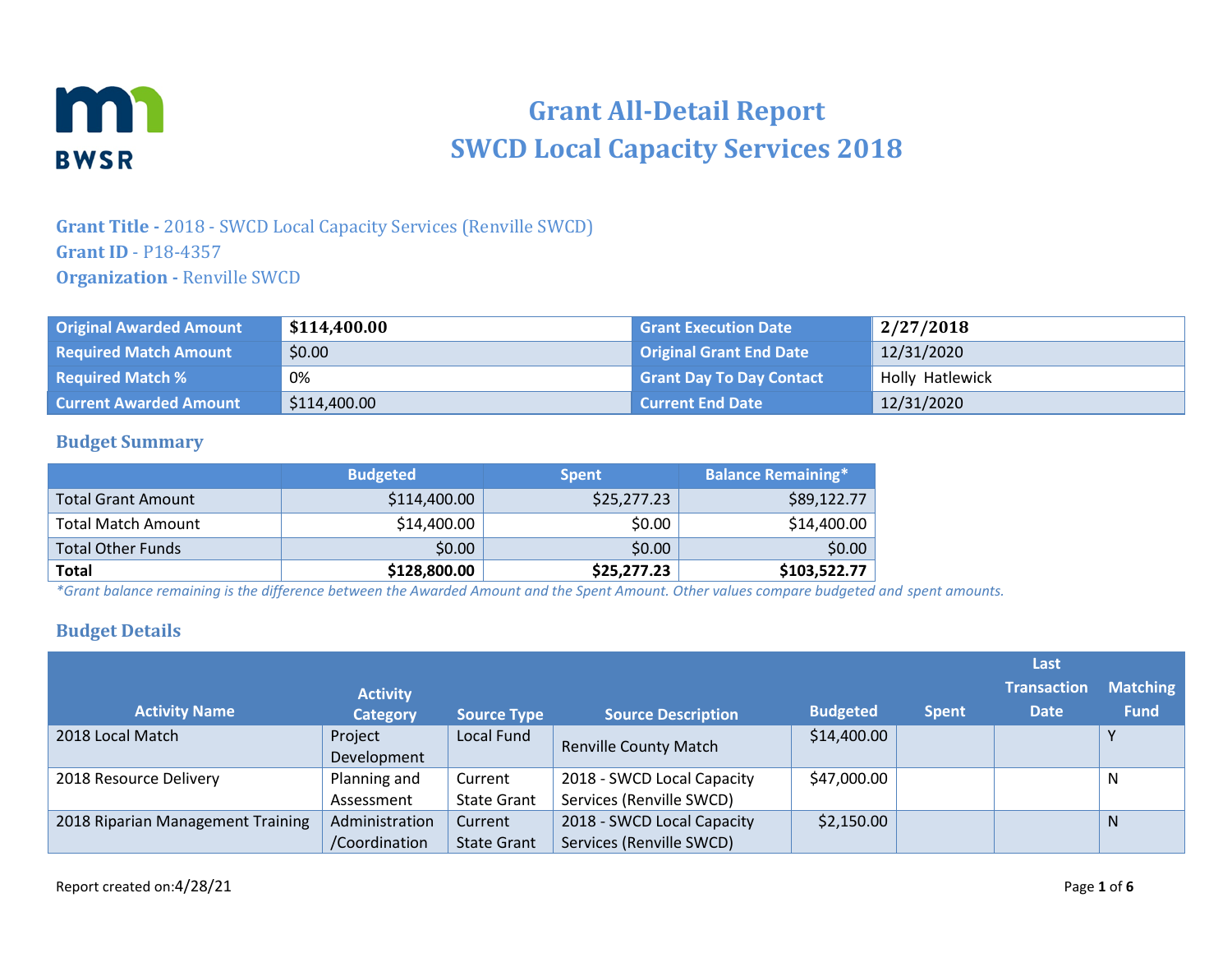# Grant All-Detail Report
# SWCD Local Capacity Services 2018

**Grant Title -** 2018 - SWCD Local Capacity Services (Renville SWCD)
**Grant ID** - P18-4357
**Organization -** Renville SWCD

| Original Awarded Amount | $114,400.00 | Grant Execution Date | 2/27/2018 |
|---|---|---|---|
| Required Match Amount | $0.00 | Original Grant End Date | 12/31/2020 |
| Required Match % | 0% | Grant Day To Day Contact | Holly Hatlewick |
| Current Awarded Amount | $114,400.00 | Current End Date | 12/31/2020 |

## Budget Summary

| | Budgeted | Spent | Balance Remaining* |
|---|---|---|---|
| Total Grant Amount | $114,400.00 | $25,277.23 | $89,122.77 |
| Total Match Amount | $14,400.00 | $0.00 | $14,400.00 |
| Total Other Funds | $0.00 | $0.00 | $0.00 |
| **Total** | **$128,800.00** | **$25,277.23** | **$103,522.77** |

*\*Grant balance remaining is the difference between the Awarded Amount and the Spent Amount. Other values compare budgeted and spent amounts.*

## Budget Details

| Activity Name | Activity Category | Source Type | Source Description | Budgeted | Spent | Last Transaction Date | Matching Fund |
|---|---|---|---|---|---|---|---|
| 2018 Local Match | Project Development | Local Fund | Renville County Match | $14,400.00 | | | Y |
| 2018 Resource Delivery | Planning and Assessment | Current State Grant | 2018 - SWCD Local Capacity Services (Renville SWCD) | $47,000.00 | | | N |
| 2018 Riparian Management Training | Administration /Coordination | Current State Grant | 2018 - SWCD Local Capacity Services (Renville SWCD) | $2,150.00 | | | N |

Report created on:4/28/21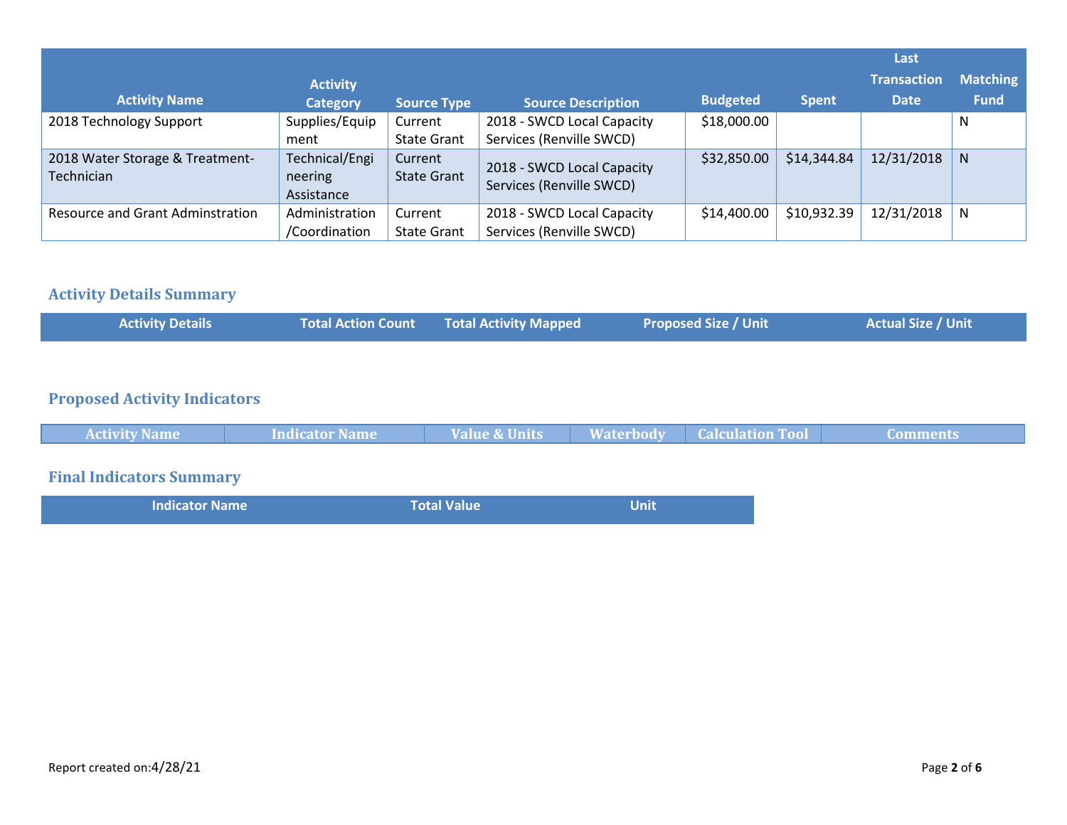| Activity Name | Activity Category | Source Type | Source Description | Budgeted | Spent | Last Transaction Date | Matching Fund |
|---|---|---|---|---|---|---|---|
| 2018 Technology Support | Supplies/Equipment | Current State Grant | 2018 - SWCD Local Capacity Services (Renville SWCD) | $18,000.00 | | | N |
| 2018 Water Storage & Treatment-Technician | Technical/Engineering Assistance | Current State Grant | 2018 - SWCD Local Capacity Services (Renville SWCD) | $32,850.00 | $14,344.84 | 12/31/2018 | N |
| Resource and Grant Adminstration | Administration/Coordination | Current State Grant | 2018 - SWCD Local Capacity Services (Renville SWCD) | $14,400.00 | $10,932.39 | 12/31/2018 | N |

## Activity Details Summary

| Activity Details | Total Action Count | Total Activity Mapped | Proposed Size / Unit | Actual Size / Unit |
|---|---|---|---|---|

## Proposed Activity Indicators

| Activity Name | Indicator Name | Value & Units | Waterbody | Calculation Tool | Comments |
|---|---|---|---|---|---|

## Final Indicators Summary

| Indicator Name | Total Value | Unit |
|---|---|---|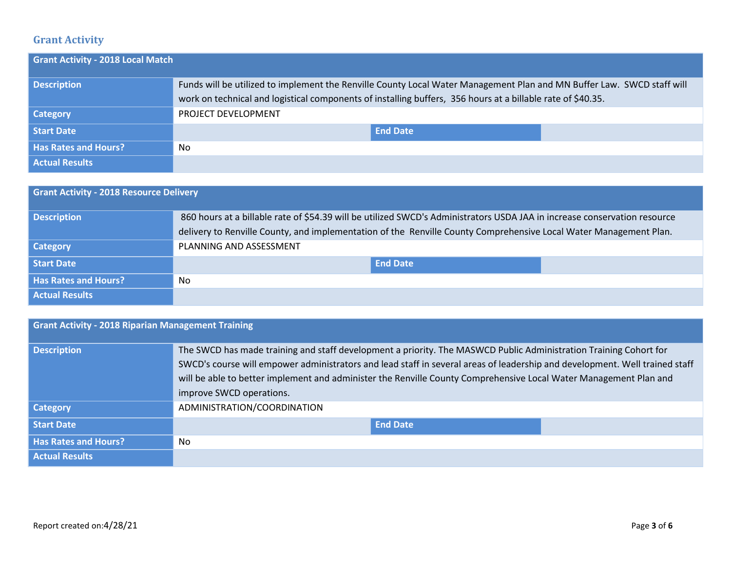## Grant Activity

| Grant Activity - 2018 Local Match | | | |
|---|---|---|---|
| **Description** | Funds will be utilized to implement the Renville County Local Water Management Plan and MN Buffer Law. SWCD staff will work on technical and logistical components of installing buffers, 356 hours at a billable rate of $40.35. | | |
| **Category** | PROJECT DEVELOPMENT | | |
| **Start Date** | | **End Date** | |
| **Has Rates and Hours?** | No | | |
| **Actual Results** | | | |

| Grant Activity - 2018 Resource Delivery | | | |
|---|---|---|---|
| **Description** | 860 hours at a billable rate of $54.39 will be utilized SWCD's Administrators USDA JAA in increase conservation resource delivery to Renville County, and implementation of the Renville County Comprehensive Local Water Management Plan. | | |
| **Category** | PLANNING AND ASSESSMENT | | |
| **Start Date** | | **End Date** | |
| **Has Rates and Hours?** | No | | |
| **Actual Results** | | | |

| Grant Activity - 2018 Riparian Management Training | | | |
|---|---|---|---|
| **Description** | The SWCD has made training and staff development a priority. The MASWCD Public Administration Training Cohort for SWCD's course will empower administrators and lead staff in several areas of leadership and development. Well trained staff will be able to better implement and administer the Renville County Comprehensive Local Water Management Plan and improve SWCD operations. | | |
| **Category** | ADMINISTRATION/COORDINATION | | |
| **Start Date** | | **End Date** | |
| **Has Rates and Hours?** | No | | |
| **Actual Results** | | | |

Report created on:4/28/21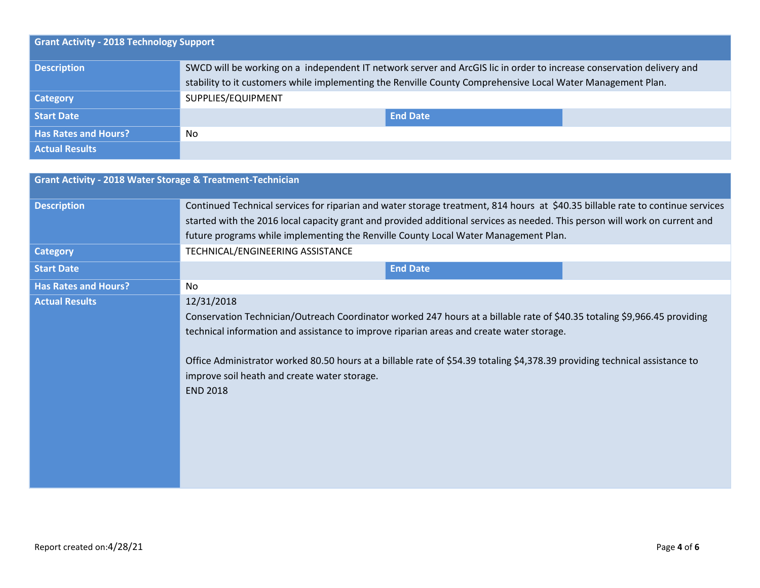| Grant Activity - 2018 Technology Support | | | |
|---|---|---|---|
| **Description** | SWCD will be working on a independent IT network server and ArcGIS lic in order to increase conservation delivery and stability to it customers while implementing the Renville County Comprehensive Local Water Management Plan. | | |
| **Category** | SUPPLIES/EQUIPMENT | | |
| **Start Date** | | **End Date** | |
| **Has Rates and Hours?** | No | | |
| **Actual Results** | | | |

| Grant Activity - 2018 Water Storage & Treatment-Technician | | | |
|---|---|---|---|
| **Description** | Continued Technical services for riparian and water storage treatment, 814 hours at $40.35 billable rate to continue services started with the 2016 local capacity grant and provided additional services as needed. This person will work on current and future programs while implementing the Renville County Local Water Management Plan. | | |
| **Category** | TECHNICAL/ENGINEERING ASSISTANCE | | |
| **Start Date** | | **End Date** | |
| **Has Rates and Hours?** | No | | |
| **Actual Results** | 12/31/2018<br>Conservation Technician/Outreach Coordinator worked 247 hours at a billable rate of $40.35 totaling $9,966.45 providing technical information and assistance to improve riparian areas and create water storage.<br><br>Office Administrator worked 80.50 hours at a billable rate of $54.39 totaling $4,378.39 providing technical assistance to improve soil heath and create water storage.<br>END 2018 | | |

Report created on:4/28/21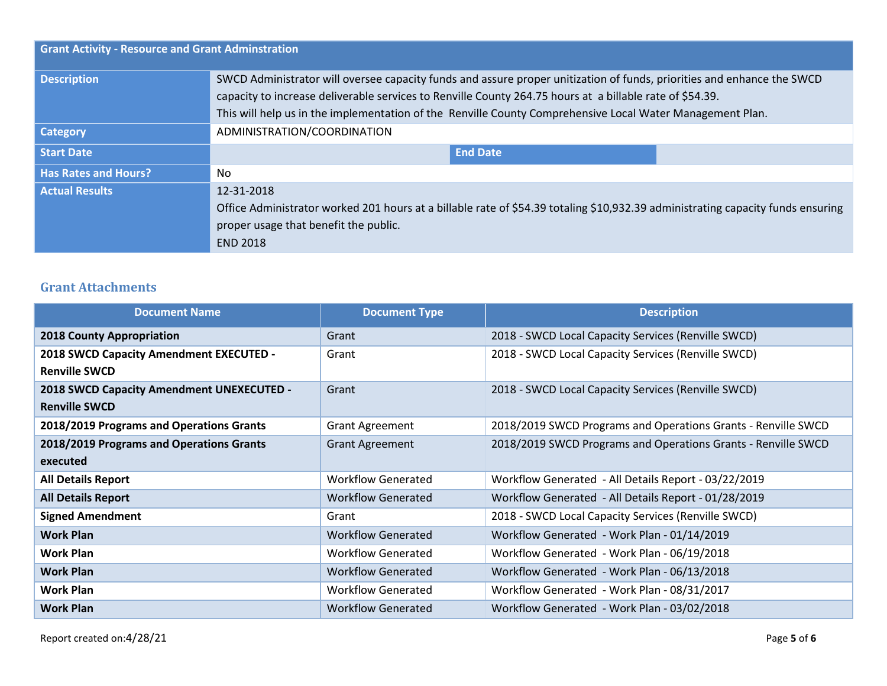| Grant Activity - Resource and Grant Adminstration | | | |
|---|---|---|---|
| **Description** | SWCD Administrator will oversee capacity funds and assure proper unitization of funds, priorities and enhance the SWCD capacity to increase deliverable services to Renville County 264.75 hours at a billable rate of $54.39.<br>This will help us in the implementation of the Renville County Comprehensive Local Water Management Plan. | | |
| **Category** | ADMINISTRATION/COORDINATION | | |
| **Start Date** | | **End Date** | |
| **Has Rates and Hours?** | No | | |
| **Actual Results** | 12-31-2018<br>Office Administrator worked 201 hours at a billable rate of $54.39 totaling $10,932.39 administrating capacity funds ensuring proper usage that benefit the public.<br>END 2018 | | |

## Grant Attachments

| Document Name | Document Type | Description |
|---|---|---|
| **2018 County Appropriation** | Grant | 2018 - SWCD Local Capacity Services (Renville SWCD) |
| **2018 SWCD Capacity Amendment EXECUTED - Renville SWCD** | Grant | 2018 - SWCD Local Capacity Services (Renville SWCD) |
| **2018 SWCD Capacity Amendment UNEXECUTED - Renville SWCD** | Grant | 2018 - SWCD Local Capacity Services (Renville SWCD) |
| **2018/2019 Programs and Operations Grants** | Grant Agreement | 2018/2019 SWCD Programs and Operations Grants - Renville SWCD |
| **2018/2019 Programs and Operations Grants executed** | Grant Agreement | 2018/2019 SWCD Programs and Operations Grants - Renville SWCD |
| **All Details Report** | Workflow Generated | Workflow Generated - All Details Report - 03/22/2019 |
| **All Details Report** | Workflow Generated | Workflow Generated - All Details Report - 01/28/2019 |
| **Signed Amendment** | Grant | 2018 - SWCD Local Capacity Services (Renville SWCD) |
| **Work Plan** | Workflow Generated | Workflow Generated - Work Plan - 01/14/2019 |
| **Work Plan** | Workflow Generated | Workflow Generated - Work Plan - 06/19/2018 |
| **Work Plan** | Workflow Generated | Workflow Generated - Work Plan - 06/13/2018 |
| **Work Plan** | Workflow Generated | Workflow Generated - Work Plan - 08/31/2017 |
| **Work Plan** | Workflow Generated | Workflow Generated - Work Plan - 03/02/2018 |

Report created on:4/28/21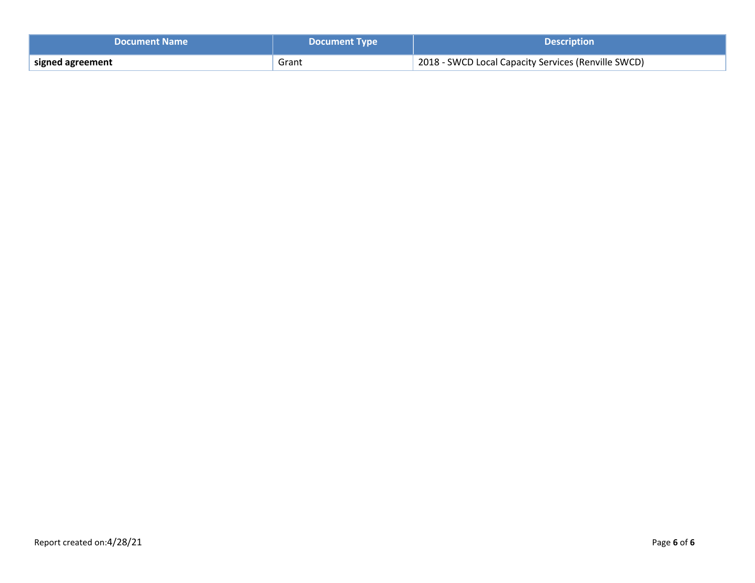| Document Name | Document Type | Description |
|---|---|---|
| **signed agreement** | Grant | 2018 - SWCD Local Capacity Services (Renville SWCD) |

Report created on:4/28/21